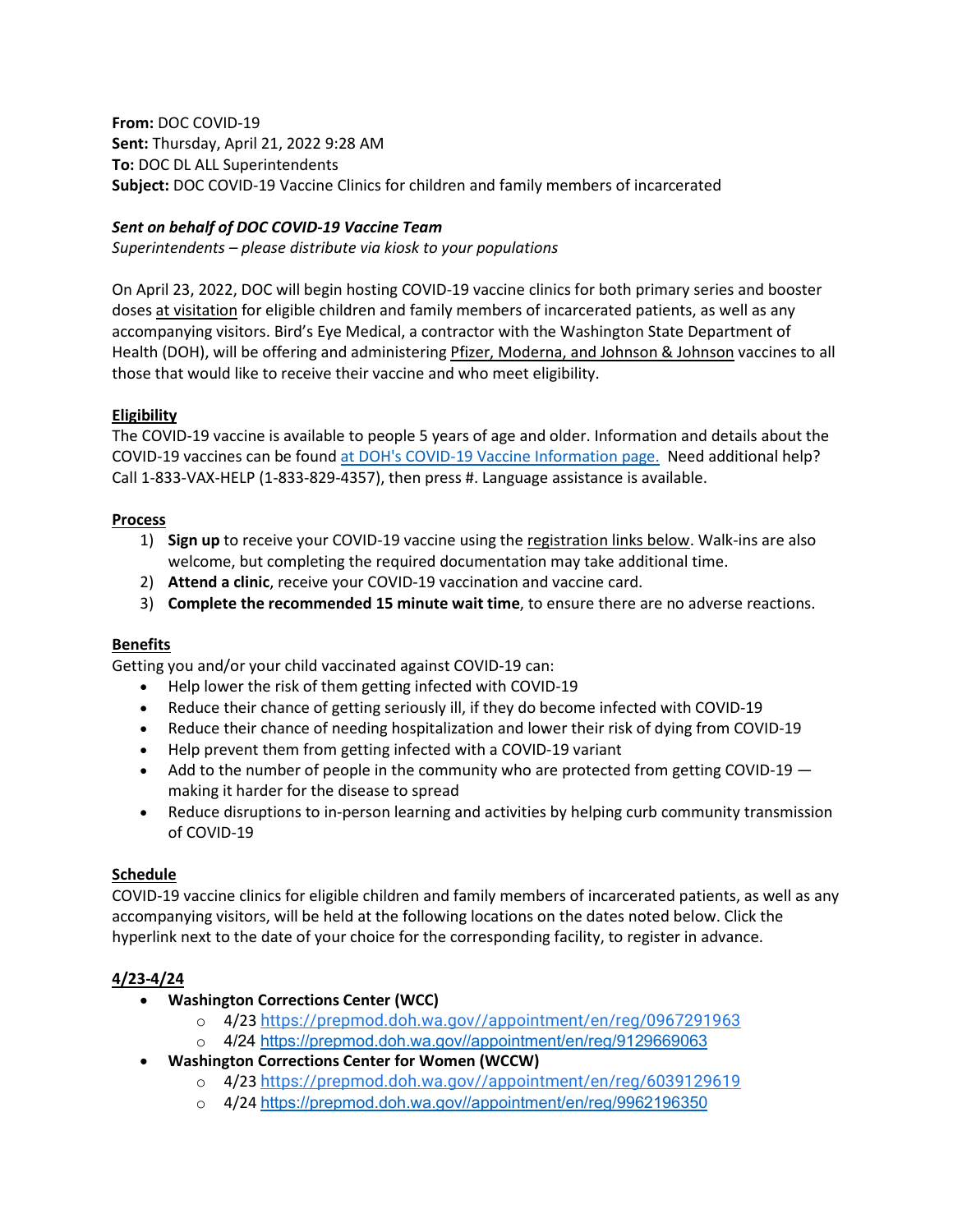**From:** DOC COVID-19
**Sent:** Thursday, April 21, 2022 9:28 AM
**To:** DOC DL ALL Superintendents
**Subject:** DOC COVID-19 Vaccine Clinics for children and family members of incarcerated

***Sent on behalf of DOC COVID-19 Vaccine Team***
*Superintendents – please distribute via kiosk to your populations*

On April 23, 2022, DOC will begin hosting COVID-19 vaccine clinics for both primary series and booster doses at visitation for eligible children and family members of incarcerated patients, as well as any accompanying visitors. Bird's Eye Medical, a contractor with the Washington State Department of Health (DOH), will be offering and administering Pfizer, Moderna, and Johnson & Johnson vaccines to all those that would like to receive their vaccine and who meet eligibility.

**Eligibility**

The COVID-19 vaccine is available to people 5 years of age and older. Information and details about the COVID-19 vaccines can be found at DOH's COVID-19 Vaccine Information page. Need additional help? Call 1-833-VAX-HELP (1-833-829-4357), then press #. Language assistance is available.

**Process**

1) **Sign up** to receive your COVID-19 vaccine using the registration links below. Walk-ins are also welcome, but completing the required documentation may take additional time.
2) **Attend a clinic**, receive your COVID-19 vaccination and vaccine card.
3) **Complete the recommended 15 minute wait time**, to ensure there are no adverse reactions.

**Benefits**

Getting you and/or your child vaccinated against COVID-19 can:

- Help lower the risk of them getting infected with COVID-19
- Reduce their chance of getting seriously ill, if they do become infected with COVID-19
- Reduce their chance of needing hospitalization and lower their risk of dying from COVID-19
- Help prevent them from getting infected with a COVID-19 variant
- Add to the number of people in the community who are protected from getting COVID-19 — making it harder for the disease to spread
- Reduce disruptions to in-person learning and activities by helping curb community transmission of COVID-19

**Schedule**

COVID-19 vaccine clinics for eligible children and family members of incarcerated patients, as well as any accompanying visitors, will be held at the following locations on the dates noted below. Click the hyperlink next to the date of your choice for the corresponding facility, to register in advance.

**4/23-4/24**

- **Washington Corrections Center (WCC)**
  - 4/23 https://prepmod.doh.wa.gov//appointment/en/reg/0967291963
  - 4/24 https://prepmod.doh.wa.gov//appointment/en/reg/9129669063
- **Washington Corrections Center for Women (WCCW)**
  - 4/23 https://prepmod.doh.wa.gov//appointment/en/reg/6039129619
  - 4/24 https://prepmod.doh.wa.gov//appointment/en/reg/9962196350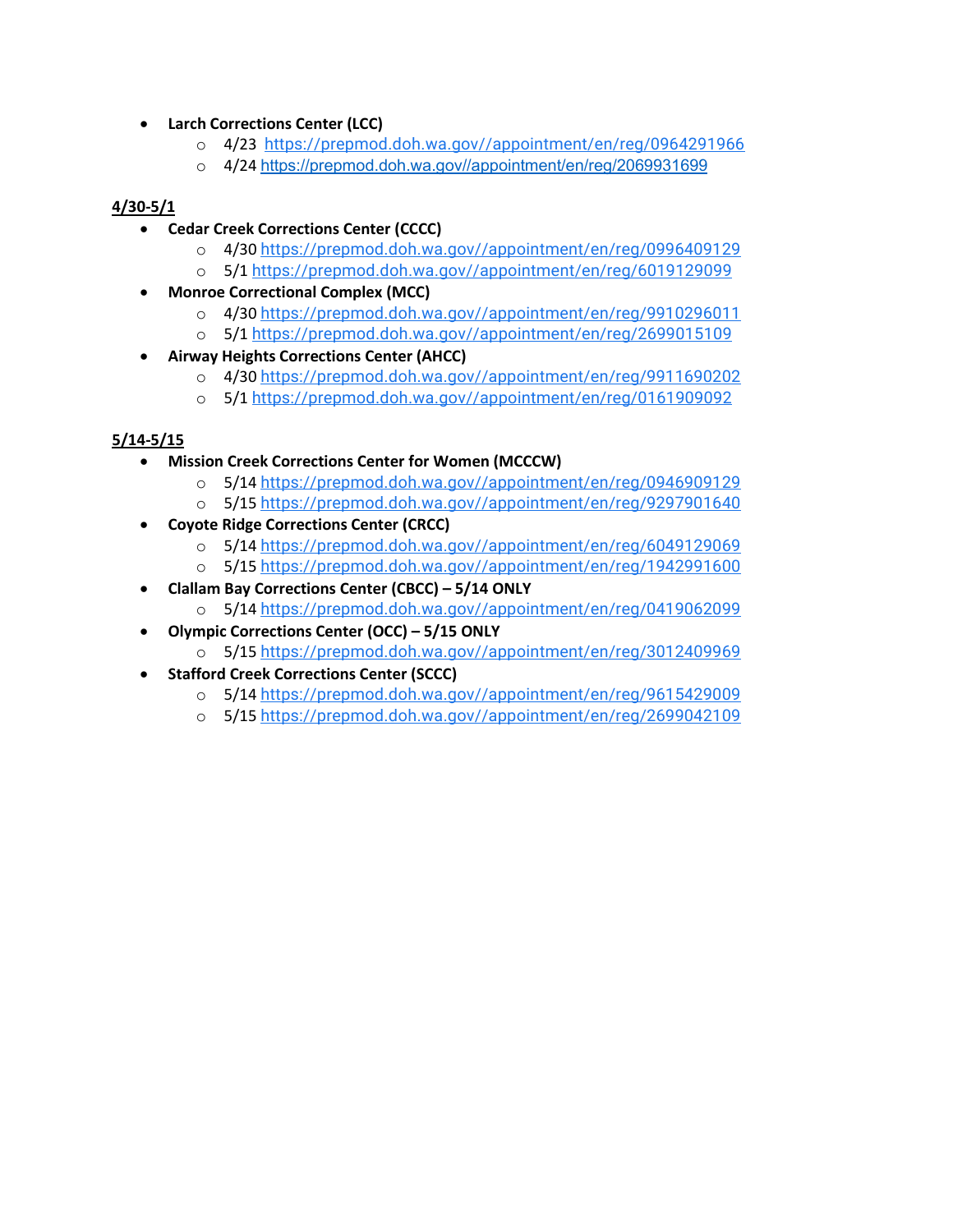- **Larch Corrections Center (LCC)**
  - 4/23 https://prepmod.doh.wa.gov//appointment/en/reg/0964291966
  - 4/24 https://prepmod.doh.wa.gov//appointment/en/reg/2069931699

**4/30-5/1**

- **Cedar Creek Corrections Center (CCCC)**
  - 4/30 https://prepmod.doh.wa.gov//appointment/en/reg/0996409129
  - 5/1 https://prepmod.doh.wa.gov//appointment/en/reg/6019129099
- **Monroe Correctional Complex (MCC)**
  - 4/30 https://prepmod.doh.wa.gov//appointment/en/reg/9910296011
  - 5/1 https://prepmod.doh.wa.gov//appointment/en/reg/2699015109
- **Airway Heights Corrections Center (AHCC)**
  - 4/30 https://prepmod.doh.wa.gov//appointment/en/reg/9911690202
  - 5/1 https://prepmod.doh.wa.gov//appointment/en/reg/0161909092

**5/14-5/15**

- **Mission Creek Corrections Center for Women (MCCCW)**
  - 5/14 https://prepmod.doh.wa.gov//appointment/en/reg/0946909129
  - 5/15 https://prepmod.doh.wa.gov//appointment/en/reg/9297901640
- **Coyote Ridge Corrections Center (CRCC)**
  - 5/14 https://prepmod.doh.wa.gov//appointment/en/reg/6049129069
  - 5/15 https://prepmod.doh.wa.gov//appointment/en/reg/1942991600
- **Clallam Bay Corrections Center (CBCC) – 5/14 ONLY**
  - 5/14 https://prepmod.doh.wa.gov//appointment/en/reg/0419062099
- **Olympic Corrections Center (OCC) – 5/15 ONLY**
  - 5/15 https://prepmod.doh.wa.gov//appointment/en/reg/3012409969
- **Stafford Creek Corrections Center (SCCC)**
  - 5/14 https://prepmod.doh.wa.gov//appointment/en/reg/9615429009
  - 5/15 https://prepmod.doh.wa.gov//appointment/en/reg/2699042109